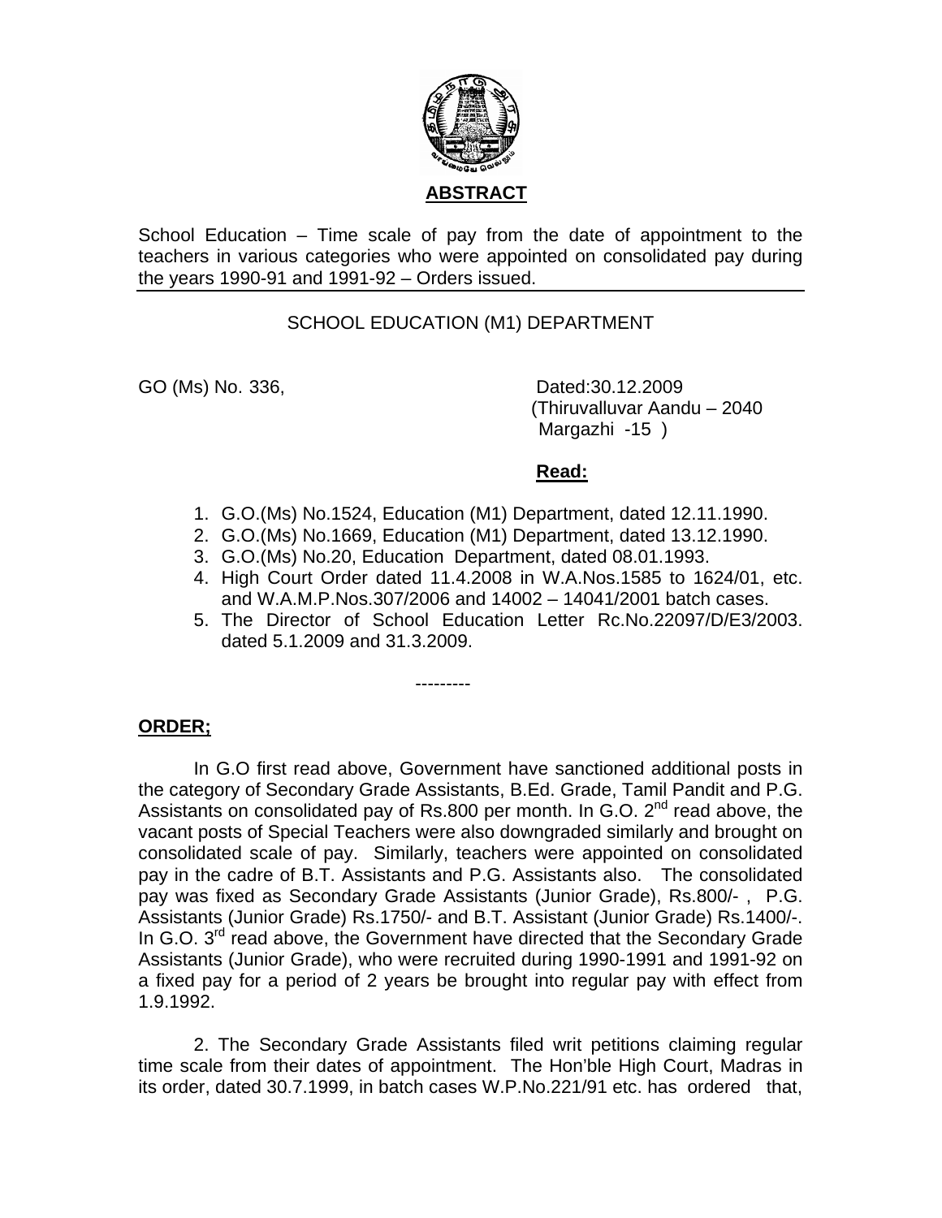## ABSTRACT

School Education – Time scale of pay from the date of appointment to the teachers in various categories who were appointed on consolidated pay during the years 1990-91 and 1991-92 – Orders issued.

SCHOOL EDUCATION (M1) DEPARTMENT

GO (Ms) No. 336, Dated:30.12.2009
(Thiruvalluvar Aandu – 2040
Margazhi -15 )

**Read:**

1. G.O.(Ms) No.1524, Education (M1) Department, dated 12.11.1990.
2. G.O.(Ms) No.1669, Education (M1) Department, dated 13.12.1990.
3. G.O.(Ms) No.20, Education Department, dated 08.01.1993.
4. High Court Order dated 11.4.2008 in W.A.Nos.1585 to 1624/01, etc. and W.A.M.P.Nos.307/2006 and 14002 – 14041/2001 batch cases.
5. The Director of School Education Letter Rc.No.22097/D/E3/2003. dated 5.1.2009 and 31.3.2009.

---------

**ORDER;**

In G.O first read above, Government have sanctioned additional posts in the category of Secondary Grade Assistants, B.Ed. Grade, Tamil Pandit and P.G. Assistants on consolidated pay of Rs.800 per month. In G.O. 2nd read above, the vacant posts of Special Teachers were also downgraded similarly and brought on consolidated scale of pay. Similarly, teachers were appointed on consolidated pay in the cadre of B.T. Assistants and P.G. Assistants also. The consolidated pay was fixed as Secondary Grade Assistants (Junior Grade), Rs.800/- , P.G. Assistants (Junior Grade) Rs.1750/- and B.T. Assistant (Junior Grade) Rs.1400/-. In G.O. 3rd read above, the Government have directed that the Secondary Grade Assistants (Junior Grade), who were recruited during 1990-1991 and 1991-92 on a fixed pay for a period of 2 years be brought into regular pay with effect from 1.9.1992.

2. The Secondary Grade Assistants filed writ petitions claiming regular time scale from their dates of appointment. The Hon'ble High Court, Madras in its order, dated 30.7.1999, in batch cases W.P.No.221/91 etc. has ordered that,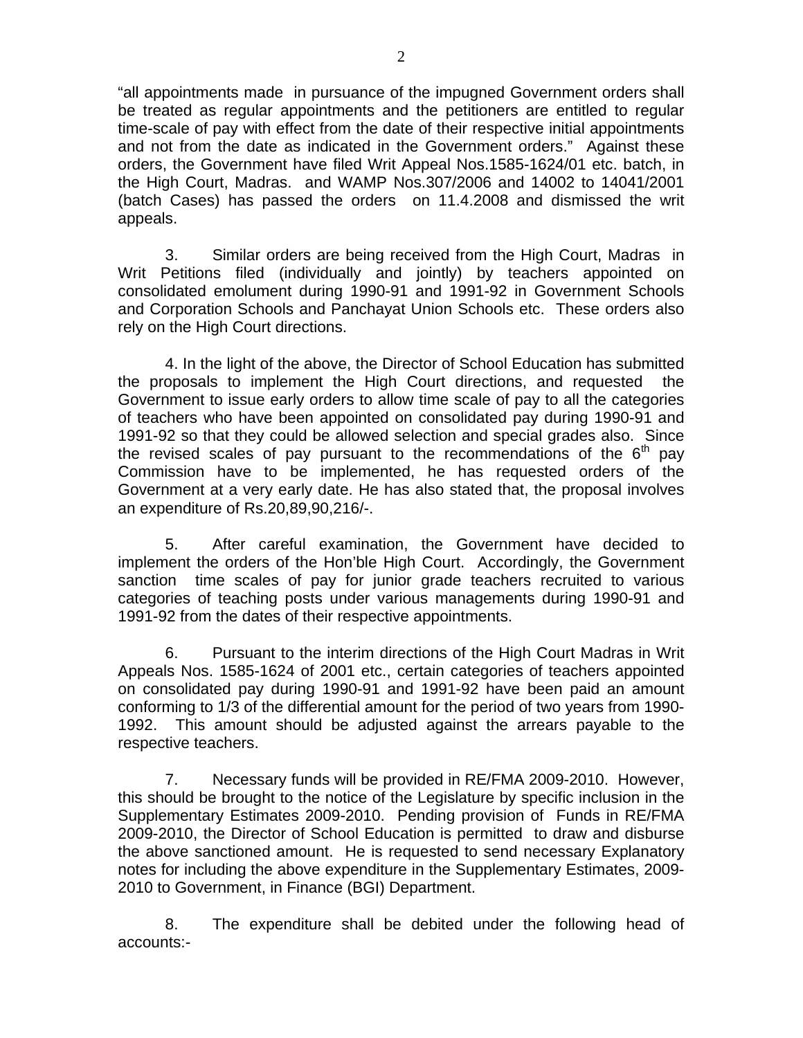"all appointments made in pursuance of the impugned Government orders shall be treated as regular appointments and the petitioners are entitled to regular time-scale of pay with effect from the date of their respective initial appointments and not from the date as indicated in the Government orders." Against these orders, the Government have filed Writ Appeal Nos.1585-1624/01 etc. batch, in the High Court, Madras. and WAMP Nos.307/2006 and 14002 to 14041/2001 (batch Cases) has passed the orders on 11.4.2008 and dismissed the writ appeals.

3. Similar orders are being received from the High Court, Madras in Writ Petitions filed (individually and jointly) by teachers appointed on consolidated emolument during 1990-91 and 1991-92 in Government Schools and Corporation Schools and Panchayat Union Schools etc. These orders also rely on the High Court directions.

4. In the light of the above, the Director of School Education has submitted the proposals to implement the High Court directions, and requested the Government to issue early orders to allow time scale of pay to all the categories of teachers who have been appointed on consolidated pay during 1990-91 and 1991-92 so that they could be allowed selection and special grades also. Since the revised scales of pay pursuant to the recommendations of the 6th pay Commission have to be implemented, he has requested orders of the Government at a very early date. He has also stated that, the proposal involves an expenditure of Rs.20,89,90,216/-.

5. After careful examination, the Government have decided to implement the orders of the Hon'ble High Court. Accordingly, the Government sanction time scales of pay for junior grade teachers recruited to various categories of teaching posts under various managements during 1990-91 and 1991-92 from the dates of their respective appointments.

6. Pursuant to the interim directions of the High Court Madras in Writ Appeals Nos. 1585-1624 of 2001 etc., certain categories of teachers appointed on consolidated pay during 1990-91 and 1991-92 have been paid an amount conforming to 1/3 of the differential amount for the period of two years from 1990-1992. This amount should be adjusted against the arrears payable to the respective teachers.

7. Necessary funds will be provided in RE/FMA 2009-2010. However, this should be brought to the notice of the Legislature by specific inclusion in the Supplementary Estimates 2009-2010. Pending provision of Funds in RE/FMA 2009-2010, the Director of School Education is permitted to draw and disburse the above sanctioned amount. He is requested to send necessary Explanatory notes for including the above expenditure in the Supplementary Estimates, 2009-2010 to Government, in Finance (BGI) Department.

8. The expenditure shall be debited under the following head of accounts:-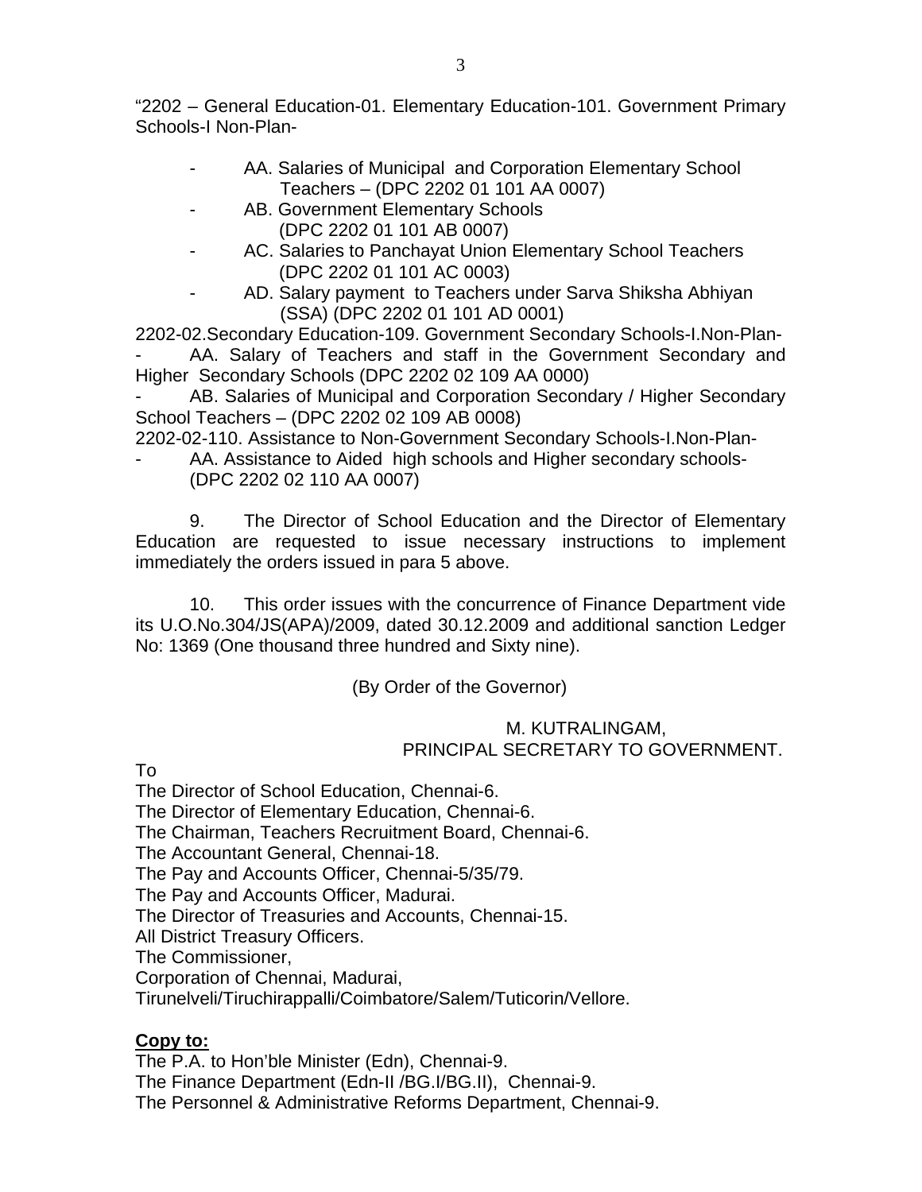"2202 – General Education-01. Elementary Education-101. Government Primary Schools-I Non-Plan-

- AA. Salaries of Municipal and Corporation Elementary School Teachers – (DPC 2202 01 101 AA 0007)
- AB. Government Elementary Schools (DPC 2202 01 101 AB 0007)
- AC. Salaries to Panchayat Union Elementary School Teachers (DPC 2202 01 101 AC 0003)
- AD. Salary payment to Teachers under Sarva Shiksha Abhiyan (SSA) (DPC 2202 01 101 AD 0001)

2202-02.Secondary Education-109. Government Secondary Schools-I.Non-Plan-

- AA. Salary of Teachers and staff in the Government Secondary and Higher Secondary Schools (DPC 2202 02 109 AA 0000)
- AB. Salaries of Municipal and Corporation Secondary / Higher Secondary School Teachers – (DPC 2202 02 109 AB 0008)

2202-02-110. Assistance to Non-Government Secondary Schools-I.Non-Plan-

- AA. Assistance to Aided high schools and Higher secondary schools- (DPC 2202 02 110 AA 0007)

9. The Director of School Education and the Director of Elementary Education are requested to issue necessary instructions to implement immediately the orders issued in para 5 above.

10. This order issues with the concurrence of Finance Department vide its U.O.No.304/JS(APA)/2009, dated 30.12.2009 and additional sanction Ledger No: 1369 (One thousand three hundred and Sixty nine).

(By Order of the Governor)

M. KUTRALINGAM,
PRINCIPAL SECRETARY TO GOVERNMENT.

To
The Director of School Education, Chennai-6.
The Director of Elementary Education, Chennai-6.
The Chairman, Teachers Recruitment Board, Chennai-6.
The Accountant General, Chennai-18.
The Pay and Accounts Officer, Chennai-5/35/79.
The Pay and Accounts Officer, Madurai.
The Director of Treasuries and Accounts, Chennai-15.
All District Treasury Officers.
The Commissioner,
Corporation of Chennai, Madurai,
Tirunelveli/Tiruchirappalli/Coimbatore/Salem/Tuticorin/Vellore.

**Copy to:**
The P.A. to Hon'ble Minister (Edn), Chennai-9.
The Finance Department (Edn-II /BG.I/BG.II), Chennai-9.
The Personnel & Administrative Reforms Department, Chennai-9.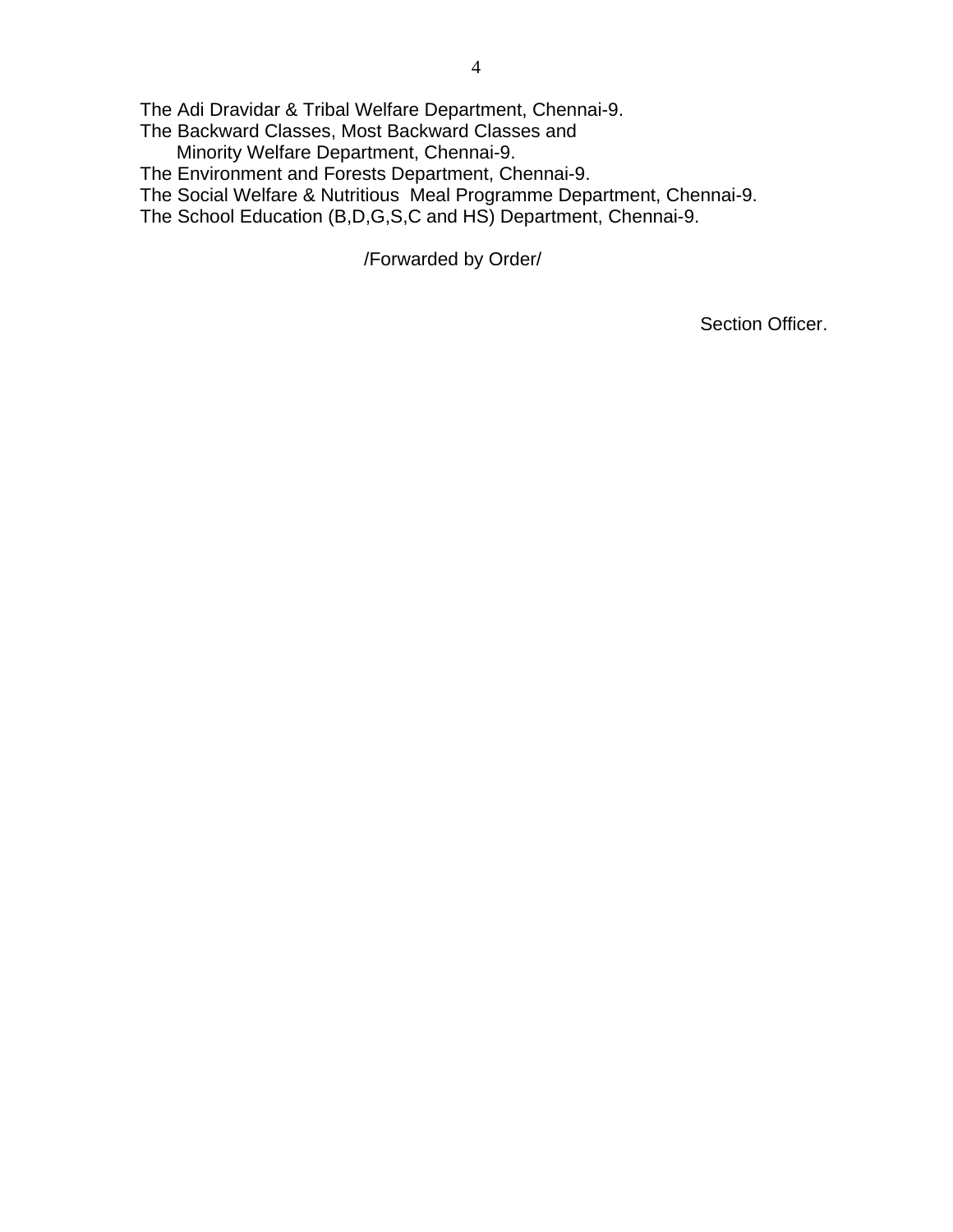The Adi Dravidar & Tribal Welfare Department, Chennai-9.
The Backward Classes, Most Backward Classes and
Minority Welfare Department, Chennai-9.
The Environment and Forests Department, Chennai-9.
The Social Welfare & Nutritious Meal Programme Department, Chennai-9.
The School Education (B,D,G,S,C and HS) Department, Chennai-9.

/Forwarded by Order/

Section Officer.